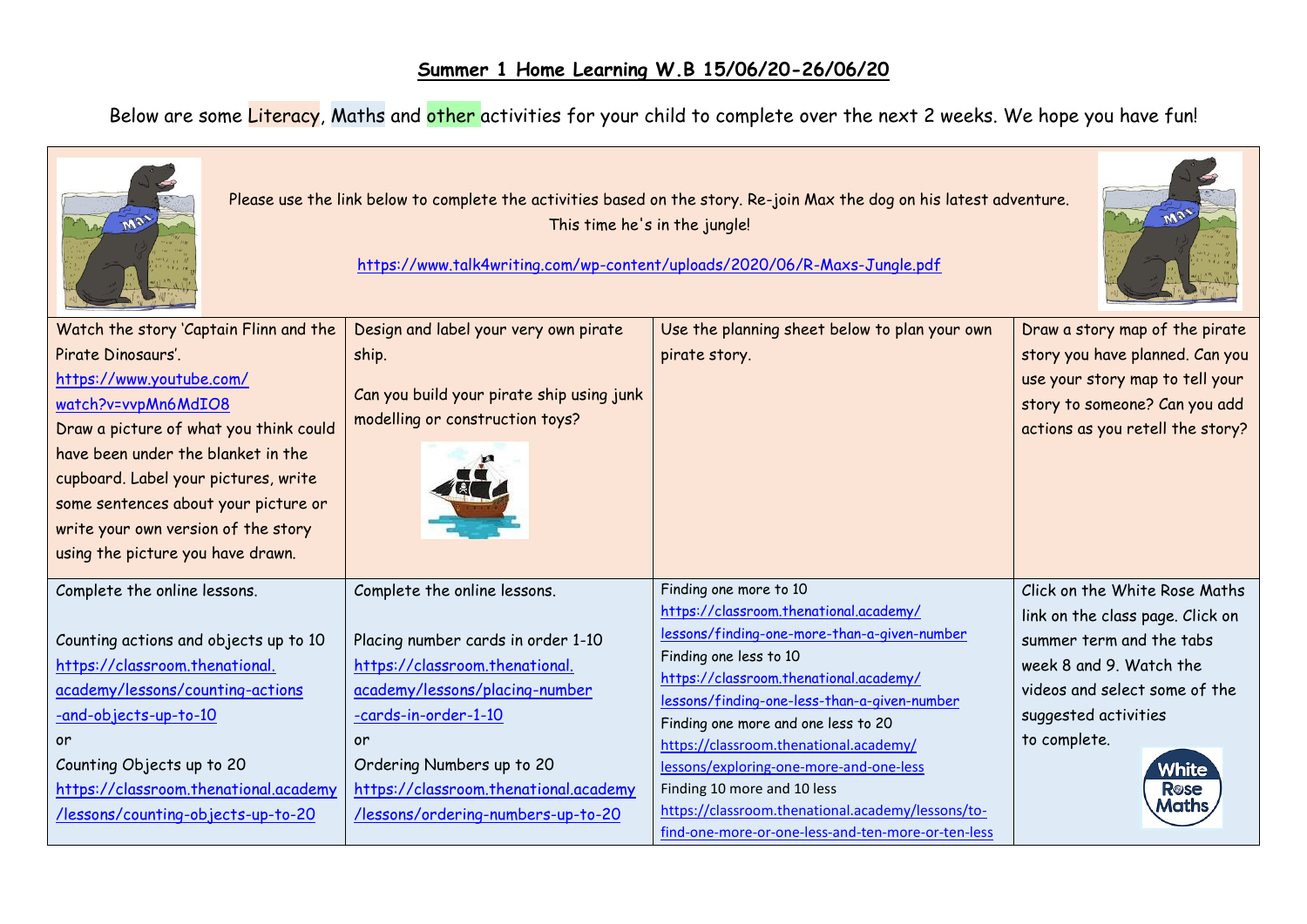## Summer 1 Home Learning W.B 15/06/20-26/06/20

Below are some Literacy, Maths and other activities for your child to complete over the next 2 weeks. We hope you have fun!

Please use the link below to complete the activities based on the story. Re-join Max the dog on his latest adventure. This time he's in the jungle!

https://www.talk4writing.com/wp-content/uploads/2020/06/R-Maxs-Jungle.pdf

| | | | |
|---|---|---|---|
| Watch the story 'Captain Flinn and the Pirate Dinosaurs'. https://www.youtube.com/watch?v=vvpMn6MdIO8 Draw a picture of what you think could have been under the blanket in the cupboard. Label your pictures, write some sentences about your picture or write your own version of the story using the picture you have drawn. | Design and label your very own pirate ship. Can you build your pirate ship using junk modelling or construction toys? | Use the planning sheet below to plan your own pirate story. | Draw a story map of the pirate story you have planned. Can you use your story map to tell your story to someone? Can you add actions as you retell the story? |
| Complete the online lessons. Counting actions and objects up to 10 https://classroom.thenational.academy/lessons/counting-actions-and-objects-up-to-10 or Counting Objects up to 20 https://classroom.thenational.academy/lessons/counting-objects-up-to-20 | Complete the online lessons. Placing number cards in order 1-10 https://classroom.thenational.academy/lessons/placing-number-cards-in-order-1-10 or Ordering Numbers up to 20 https://classroom.thenational.academy/lessons/ordering-numbers-up-to-20 | Finding one more to 10 https://classroom.thenational.academy/lessons/finding-one-more-than-a-given-number Finding one less to 10 https://classroom.thenational.academy/lessons/finding-one-less-than-a-given-number Finding one more and one less to 20 https://classroom.thenational.academy/lessons/exploring-one-more-and-one-less Finding 10 more and 10 less https://classroom.thenational.academy/lessons/to-find-one-more-or-one-less-and-ten-more-or-ten-less | Click on the White Rose Maths link on the class page. Click on summer term and the tabs week 8 and 9. Watch the videos and select some of the suggested activities to complete. |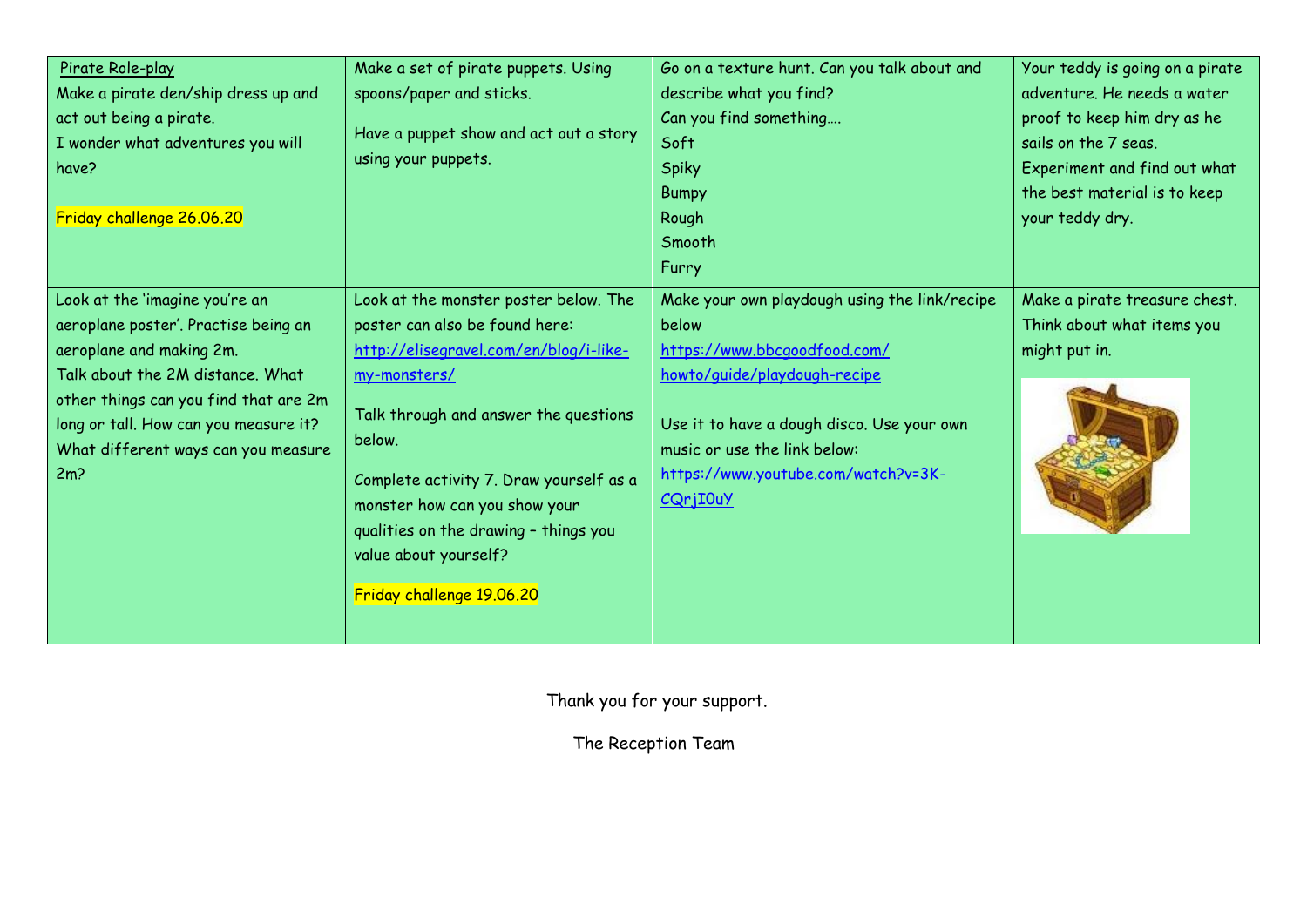| | | | |
|---|---|---|---|
| Pirate Role-play<br>Make a pirate den/ship dress up and act out being a pirate.<br>I wonder what adventures you will have?<br><br>Friday challenge 26.06.20 | Make a set of pirate puppets. Using spoons/paper and sticks.<br><br>Have a puppet show and act out a story using your puppets. | Go on a texture hunt. Can you talk about and describe what you find?<br>Can you find something….<br>Soft<br>Spiky<br>Bumpy<br>Rough<br>Smooth<br>Furry | Your teddy is going on a pirate adventure. He needs a water proof to keep him dry as he sails on the 7 seas.<br>Experiment and find out what the best material is to keep your teddy dry. |
| Look at the 'imagine you're an aeroplane poster'. Practise being an aeroplane and making 2m.<br>Talk about the 2M distance. What other things can you find that are 2m long or tall. How can you measure it? What different ways can you measure 2m? | Look at the monster poster below. The poster can also be found here: http://elisegravel.com/en/blog/i-like-my-monsters/<br><br>Talk through and answer the questions below.<br><br>Complete activity 7. Draw yourself as a monster how can you show your qualities on the drawing – things you value about yourself?<br><br>Friday challenge 19.06.20 | Make your own playdough using the link/recipe below<br>https://www.bbcgoodfood.com/howto/guide/playdough-recipe<br><br>Use it to have a dough disco. Use your own music or use the link below:<br>https://www.youtube.com/watch?v=3K-CQrjI0uY | Make a pirate treasure chest. Think about what items you might put in. |

Thank you for your support.

The Reception Team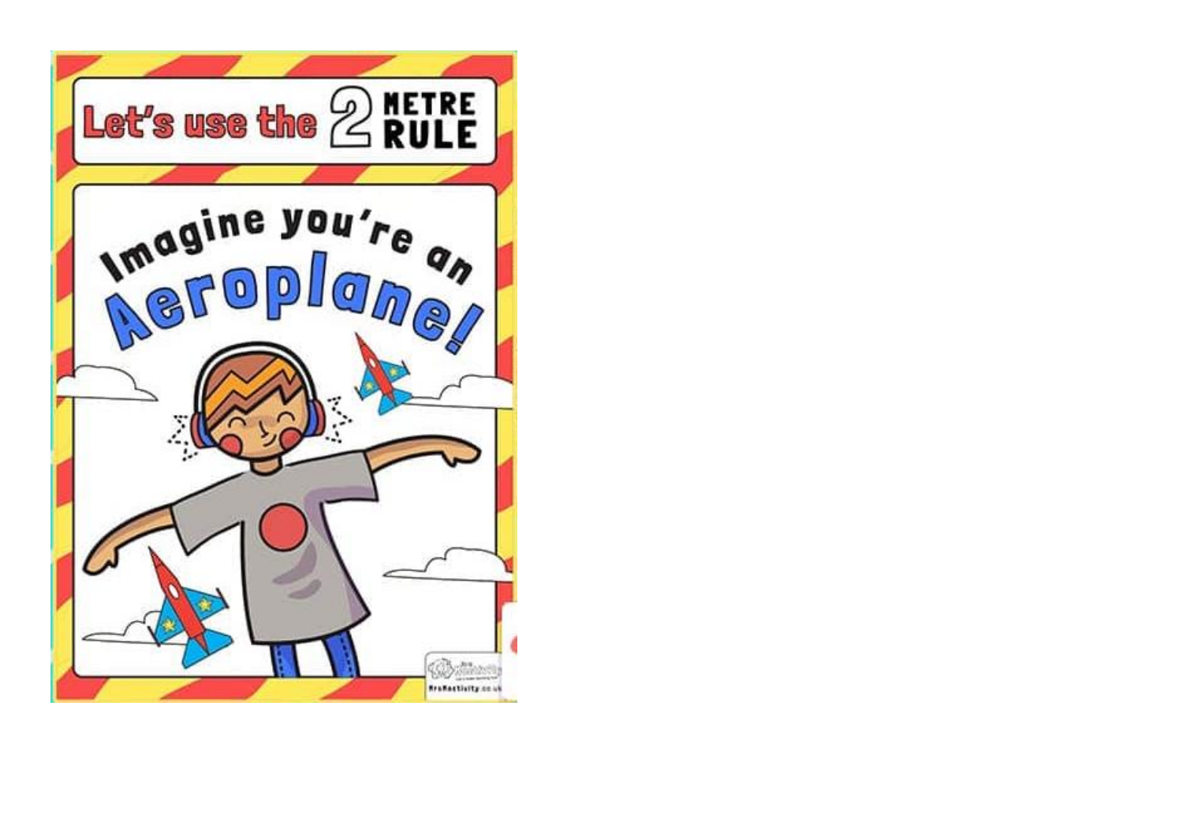Let's use the 2 METRE RULE

Imagine you're an Aeroplane!

MrsMactivity.co.uk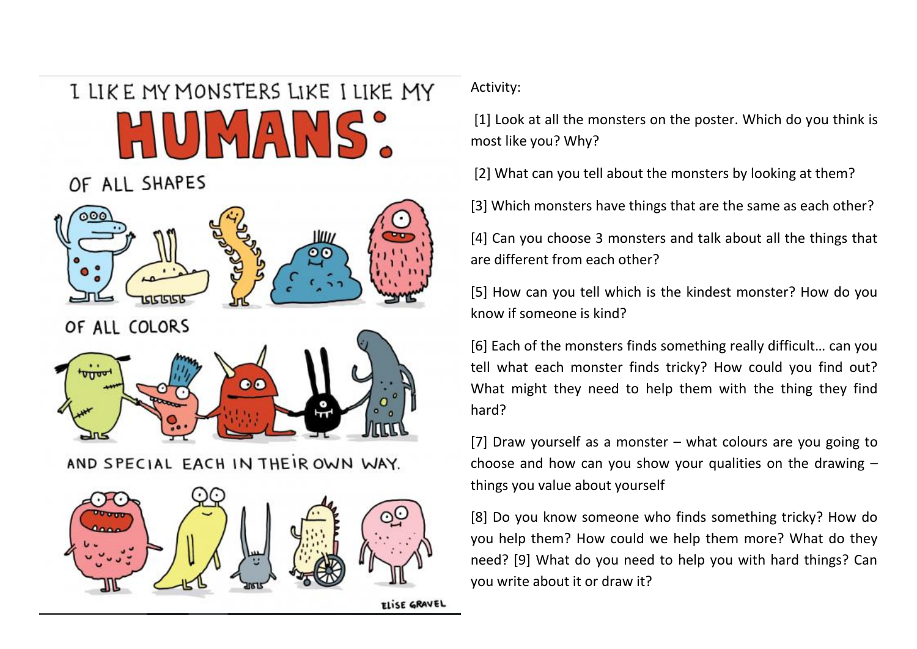I LIKE MY MONSTERS LIKE I LIKE MY

# HUMANS:

OF ALL SHAPES

OF ALL COLORS

AND SPECIAL EACH IN THEIR OWN WAY.

ELISE GRAVEL

Activity:

[1] Look at all the monsters on the poster. Which do you think is most like you? Why?

[2] What can you tell about the monsters by looking at them?

[3] Which monsters have things that are the same as each other?

[4] Can you choose 3 monsters and talk about all the things that are different from each other?

[5] How can you tell which is the kindest monster? How do you know if someone is kind?

[6] Each of the monsters finds something really difficult… can you tell what each monster finds tricky? How could you find out? What might they need to help them with the thing they find hard?

[7] Draw yourself as a monster – what colours are you going to choose and how can you show your qualities on the drawing – things you value about yourself

[8] Do you know someone who finds something tricky? How do you help them? How could we help them more? What do they need? [9] What do you need to help you with hard things? Can you write about it or draw it?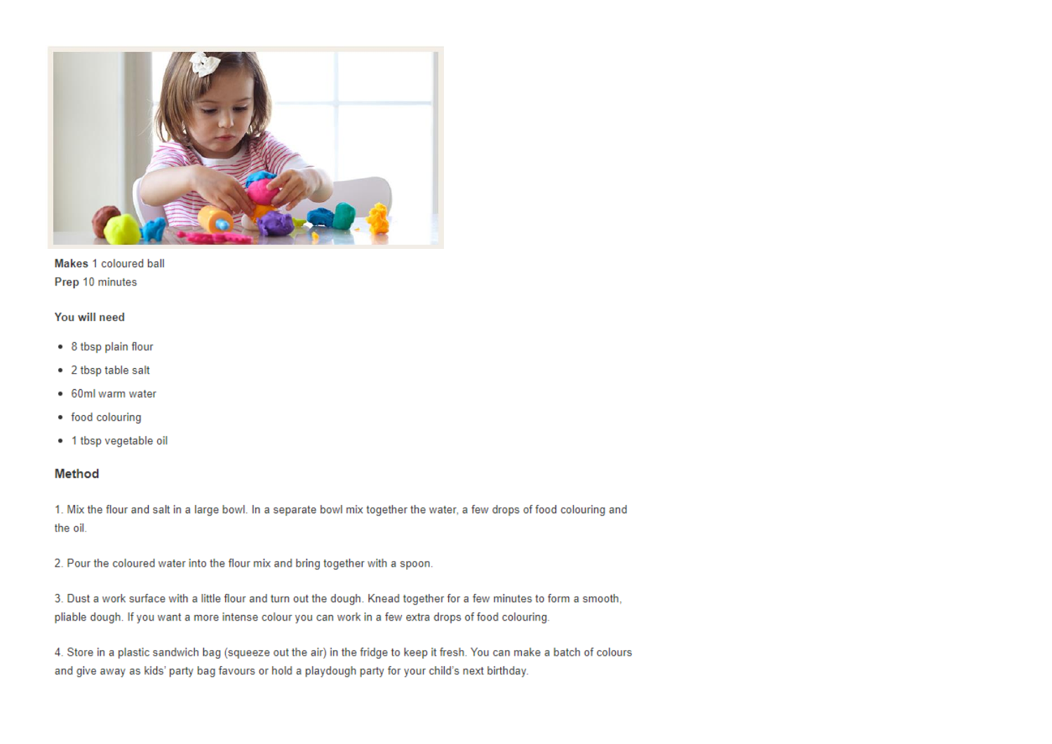**Makes** 1 coloured ball
**Prep** 10 minutes

**You will need**

- 8 tbsp plain flour
- 2 tbsp table salt
- 60ml warm water
- food colouring
- 1 tbsp vegetable oil

## Method

1. Mix the flour and salt in a large bowl. In a separate bowl mix together the water, a few drops of food colouring and the oil.

2. Pour the coloured water into the flour mix and bring together with a spoon.

3. Dust a work surface with a little flour and turn out the dough. Knead together for a few minutes to form a smooth, pliable dough. If you want a more intense colour you can work in a few extra drops of food colouring.

4. Store in a plastic sandwich bag (squeeze out the air) in the fridge to keep it fresh. You can make a batch of colours and give away as kids' party bag favours or hold a playdough party for your child's next birthday.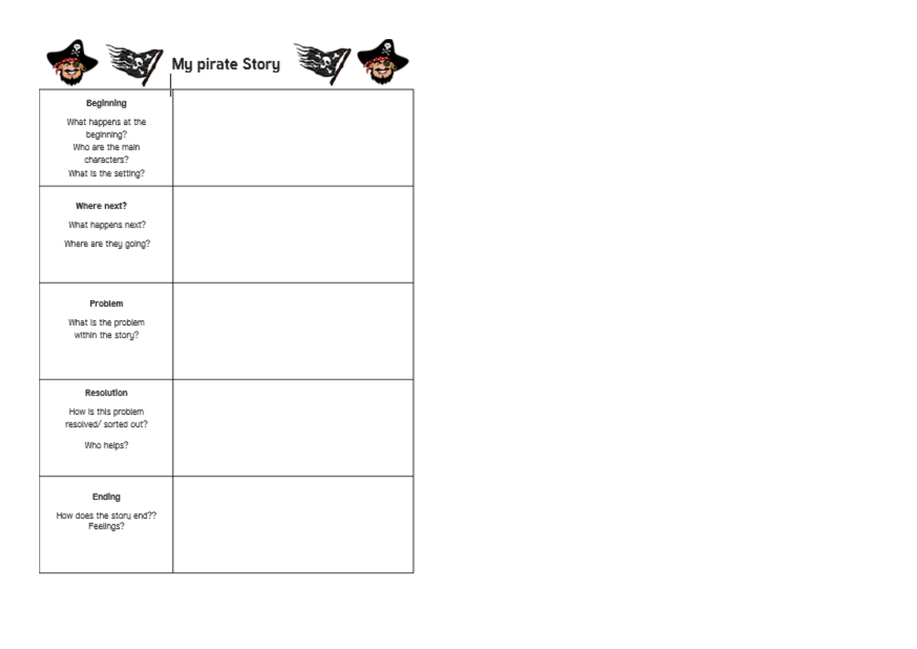# My pirate Story

| | |
|---|---|
| **Beginning**<br><br>What happens at the beginning?<br>Who are the main characters?<br>What is the setting? | |
| **Where next?**<br><br>What happens next?<br><br>Where are they going? | |
| **Problem**<br><br>What is the problem within the story? | |
| **Resolution**<br><br>How is this problem resolved/ sorted out?<br><br>Who helps? | |
| **Ending**<br><br>How does the story end??<br>Feelings? | |